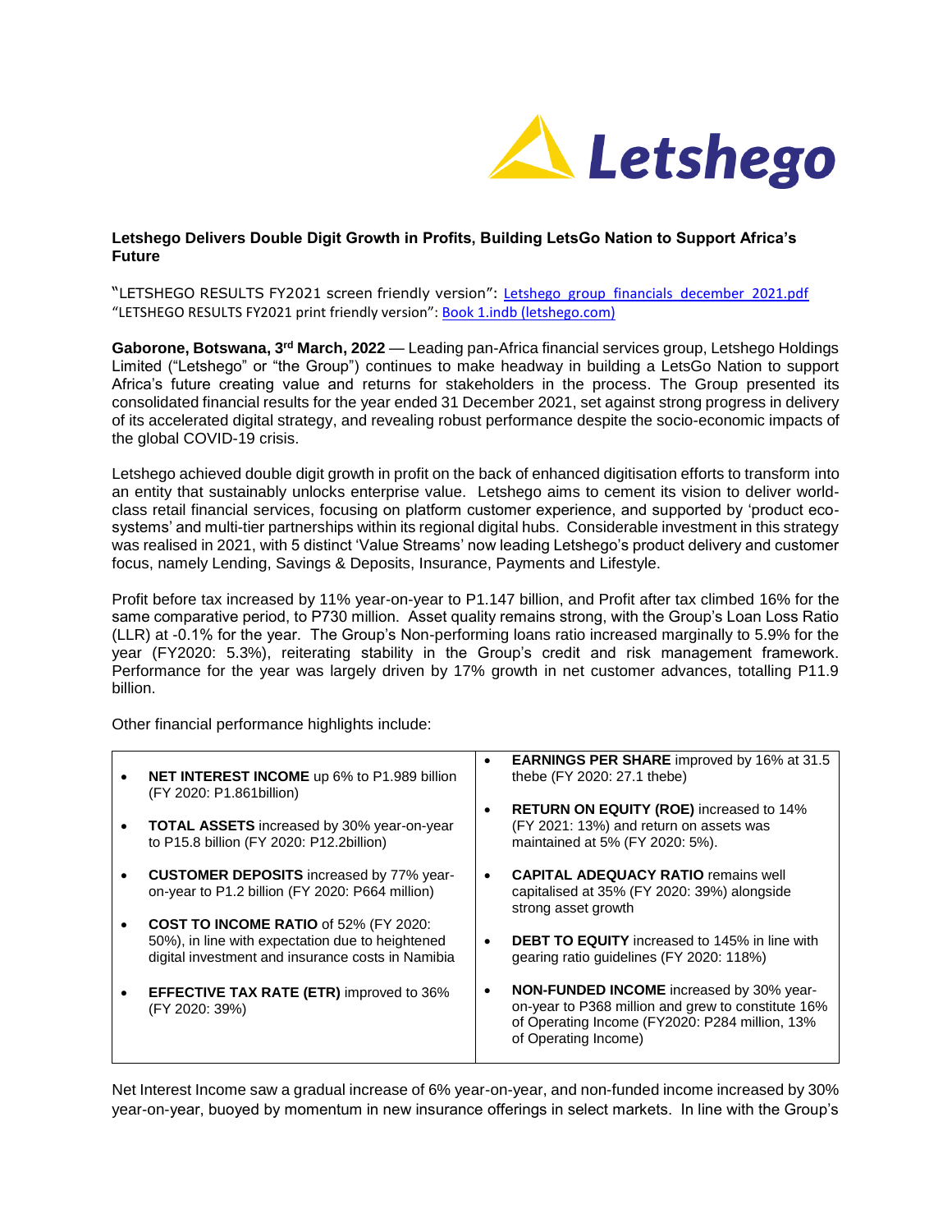**Letshego Delivers Double Digit Growth in Profits, Building LetsGo Nation to Support Africa's Future**

"LETSHEGO RESULTS FY2021 screen friendly version": [Letshego group financials december 2021.pdf]
"LETSHEGO RESULTS FY2021 print friendly version": [Book 1.indb (letshego.com)]

**Gaborone, Botswana, 3rd March, 2022** — Leading pan-Africa financial services group, Letshego Holdings Limited ("Letshego" or "the Group") continues to make headway in building a LetsGo Nation to support Africa's future creating value and returns for stakeholders in the process. The Group presented its consolidated financial results for the year ended 31 December 2021, set against strong progress in delivery of its accelerated digital strategy, and revealing robust performance despite the socio-economic impacts of the global COVID-19 crisis.

Letshego achieved double digit growth in profit on the back of enhanced digitisation efforts to transform into an entity that sustainably unlocks enterprise value. Letshego aims to cement its vision to deliver world-class retail financial services, focusing on platform customer experience, and supported by 'product eco-systems' and multi-tier partnerships within its regional digital hubs. Considerable investment in this strategy was realised in 2021, with 5 distinct 'Value Streams' now leading Letshego's product delivery and customer focus, namely Lending, Savings & Deposits, Insurance, Payments and Lifestyle.

Profit before tax increased by 11% year-on-year to P1.147 billion, and Profit after tax climbed 16% for the same comparative period, to P730 million. Asset quality remains strong, with the Group's Loan Loss Ratio (LLR) at -0.1% for the year. The Group's Non-performing loans ratio increased marginally to 5.9% for the year (FY2020: 5.3%), reiterating stability in the Group's credit and risk management framework. Performance for the year was largely driven by 17% growth in net customer advances, totalling P11.9 billion.

Other financial performance highlights include:

| | |
|---|---|
| • **NET INTEREST INCOME** up 6% to P1.989 billion (FY 2020: P1.861billion) | • **EARNINGS PER SHARE** improved by 16% at 31.5 thebe (FY 2020: 27.1 thebe) |
| • **TOTAL ASSETS** increased by 30% year-on-year to P15.8 billion (FY 2020: P12.2billion) | • **RETURN ON EQUITY (ROE)** increased to 14% (FY 2021: 13%) and return on assets was maintained at 5% (FY 2020: 5%). |
| • **CUSTOMER DEPOSITS** increased by 77% year-on-year to P1.2 billion (FY 2020: P664 million) | • **CAPITAL ADEQUACY RATIO** remains well capitalised at 35% (FY 2020: 39%) alongside strong asset growth |
| • **COST TO INCOME RATIO** of 52% (FY 2020: 50%), in line with expectation due to heightened digital investment and insurance costs in Namibia | • **DEBT TO EQUITY** increased to 145% in line with gearing ratio guidelines (FY 2020: 118%) |
| • **EFFECTIVE TAX RATE (ETR)** improved to 36% (FY 2020: 39%) | • **NON-FUNDED INCOME** increased by 30% year-on-year to P368 million and grew to constitute 16% of Operating Income (FY2020: P284 million, 13% of Operating Income) |

Net Interest Income saw a gradual increase of 6% year-on-year, and non-funded income increased by 30% year-on-year, buoyed by momentum in new insurance offerings in select markets. In line with the Group's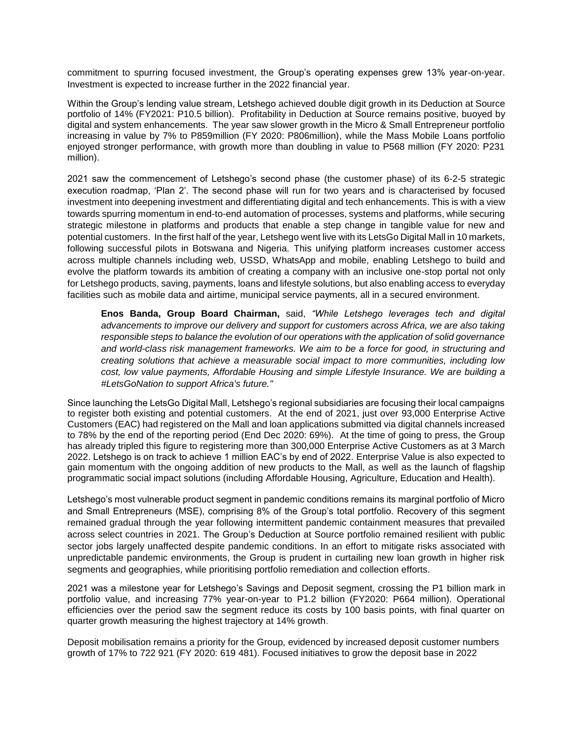commitment to spurring focused investment, the Group's operating expenses grew 13% year-on-year. Investment is expected to increase further in the 2022 financial year.

Within the Group's lending value stream, Letshego achieved double digit growth in its Deduction at Source portfolio of 14% (FY2021: P10.5 billion). Profitability in Deduction at Source remains positive, buoyed by digital and system enhancements. The year saw slower growth in the Micro & Small Entrepreneur portfolio increasing in value by 7% to P859million (FY 2020: P806million), while the Mass Mobile Loans portfolio enjoyed stronger performance, with growth more than doubling in value to P568 million (FY 2020: P231 million).

2021 saw the commencement of Letshego's second phase (the customer phase) of its 6-2-5 strategic execution roadmap, 'Plan 2'. The second phase will run for two years and is characterised by focused investment into deepening investment and differentiating digital and tech enhancements. This is with a view towards spurring momentum in end-to-end automation of processes, systems and platforms, while securing strategic milestone in platforms and products that enable a step change in tangible value for new and potential customers. In the first half of the year, Letshego went live with its LetsGo Digital Mall in 10 markets, following successful pilots in Botswana and Nigeria. This unifying platform increases customer access across multiple channels including web, USSD, WhatsApp and mobile, enabling Letshego to build and evolve the platform towards its ambition of creating a company with an inclusive one-stop portal not only for Letshego products, saving, payments, loans and lifestyle solutions, but also enabling access to everyday facilities such as mobile data and airtime, municipal service payments, all in a secured environment.

> **Enos Banda, Group Board Chairman,** said, *"While Letshego leverages tech and digital advancements to improve our delivery and support for customers across Africa, we are also taking responsible steps to balance the evolution of our operations with the application of solid governance and world-class risk management frameworks. We aim to be a force for good, in structuring and creating solutions that achieve a measurable social impact to more communities, including low cost, low value payments, Affordable Housing and simple Lifestyle Insurance. We are building a #LetsGoNation to support Africa's future."*

Since launching the LetsGo Digital Mall, Letshego's regional subsidiaries are focusing their local campaigns to register both existing and potential customers. At the end of 2021, just over 93,000 Enterprise Active Customers (EAC) had registered on the Mall and loan applications submitted via digital channels increased to 78% by the end of the reporting period (End Dec 2020: 69%). At the time of going to press, the Group has already tripled this figure to registering more than 300,000 Enterprise Active Customers as at 3 March 2022. Letshego is on track to achieve 1 million EAC's by end of 2022. Enterprise Value is also expected to gain momentum with the ongoing addition of new products to the Mall, as well as the launch of flagship programmatic social impact solutions (including Affordable Housing, Agriculture, Education and Health).

Letshego's most vulnerable product segment in pandemic conditions remains its marginal portfolio of Micro and Small Entrepreneurs (MSE), comprising 8% of the Group's total portfolio. Recovery of this segment remained gradual through the year following intermittent pandemic containment measures that prevailed across select countries in 2021. The Group's Deduction at Source portfolio remained resilient with public sector jobs largely unaffected despite pandemic conditions. In an effort to mitigate risks associated with unpredictable pandemic environments, the Group is prudent in curtailing new loan growth in higher risk segments and geographies, while prioritising portfolio remediation and collection efforts.

2021 was a milestone year for Letshego's Savings and Deposit segment, crossing the P1 billion mark in portfolio value, and increasing 77% year-on-year to P1.2 billion (FY2020: P664 million). Operational efficiencies over the period saw the segment reduce its costs by 100 basis points, with final quarter on quarter growth measuring the highest trajectory at 14% growth.

Deposit mobilisation remains a priority for the Group, evidenced by increased deposit customer numbers growth of 17% to 722 921 (FY 2020: 619 481). Focused initiatives to grow the deposit base in 2022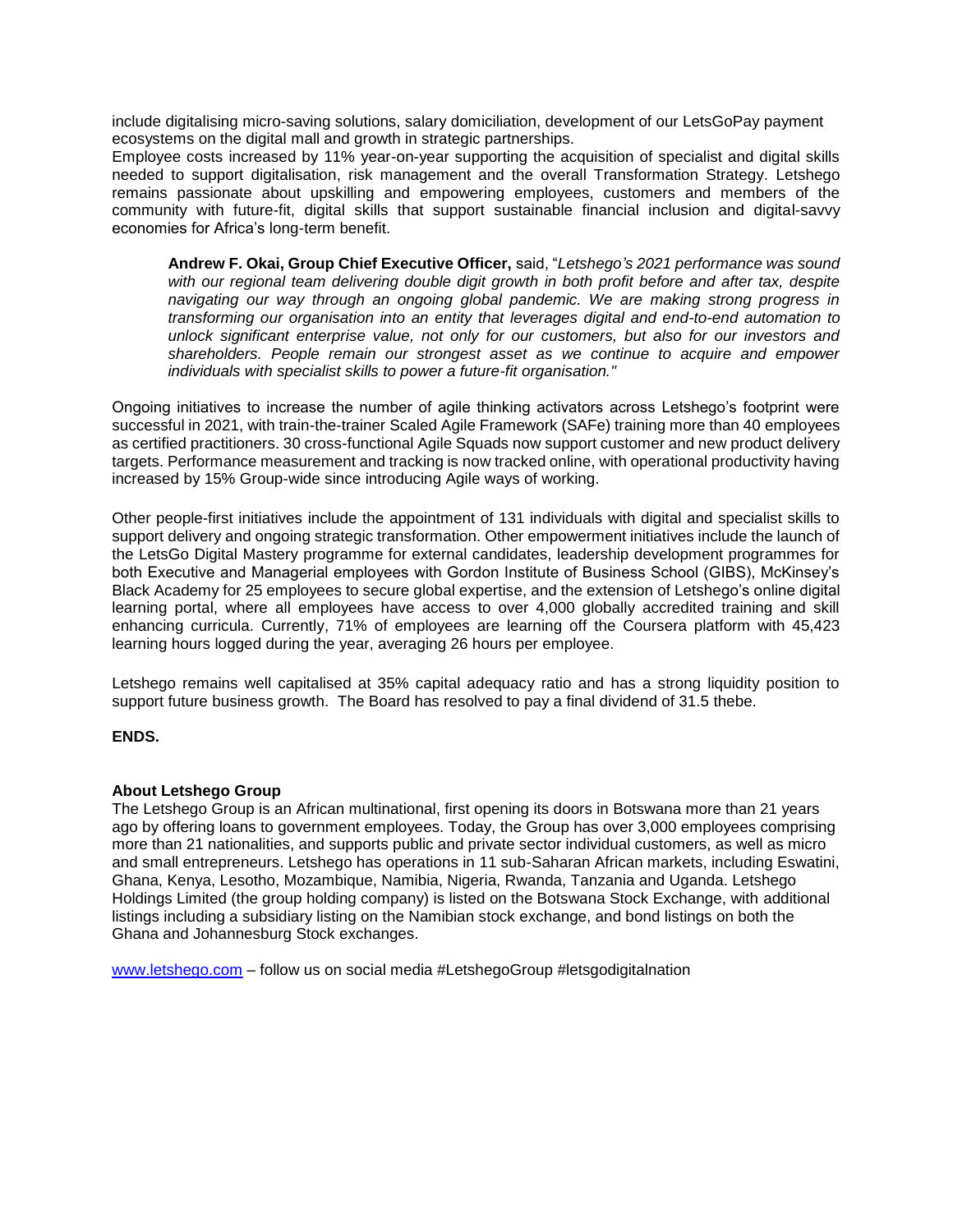include digitalising micro-saving solutions, salary domiciliation, development of our LetsGoPay payment ecosystems on the digital mall and growth in strategic partnerships.

Employee costs increased by 11% year-on-year supporting the acquisition of specialist and digital skills needed to support digitalisation, risk management and the overall Transformation Strategy. Letshego remains passionate about upskilling and empowering employees, customers and members of the community with future-fit, digital skills that support sustainable financial inclusion and digital-savvy economies for Africa's long-term benefit.

> **Andrew F. Okai, Group Chief Executive Officer,** said, "*Letshego's 2021 performance was sound with our regional team delivering double digit growth in both profit before and after tax, despite navigating our way through an ongoing global pandemic. We are making strong progress in transforming our organisation into an entity that leverages digital and end-to-end automation to unlock significant enterprise value, not only for our customers, but also for our investors and shareholders. People remain our strongest asset as we continue to acquire and empower individuals with specialist skills to power a future-fit organisation."*

Ongoing initiatives to increase the number of agile thinking activators across Letshego's footprint were successful in 2021, with train-the-trainer Scaled Agile Framework (SAFe) training more than 40 employees as certified practitioners. 30 cross-functional Agile Squads now support customer and new product delivery targets. Performance measurement and tracking is now tracked online, with operational productivity having increased by 15% Group-wide since introducing Agile ways of working.

Other people-first initiatives include the appointment of 131 individuals with digital and specialist skills to support delivery and ongoing strategic transformation. Other empowerment initiatives include the launch of the LetsGo Digital Mastery programme for external candidates, leadership development programmes for both Executive and Managerial employees with Gordon Institute of Business School (GIBS), McKinsey's Black Academy for 25 employees to secure global expertise, and the extension of Letshego's online digital learning portal, where all employees have access to over 4,000 globally accredited training and skill enhancing curricula. Currently, 71% of employees are learning off the Coursera platform with 45,423 learning hours logged during the year, averaging 26 hours per employee.

Letshego remains well capitalised at 35% capital adequacy ratio and has a strong liquidity position to support future business growth. The Board has resolved to pay a final dividend of 31.5 thebe.

**ENDS.**

**About Letshego Group**

The Letshego Group is an African multinational, first opening its doors in Botswana more than 21 years ago by offering loans to government employees. Today, the Group has over 3,000 employees comprising more than 21 nationalities, and supports public and private sector individual customers, as well as micro and small entrepreneurs. Letshego has operations in 11 sub-Saharan African markets, including Eswatini, Ghana, Kenya, Lesotho, Mozambique, Namibia, Nigeria, Rwanda, Tanzania and Uganda. Letshego Holdings Limited (the group holding company) is listed on the Botswana Stock Exchange, with additional listings including a subsidiary listing on the Namibian stock exchange, and bond listings on both the Ghana and Johannesburg Stock exchanges.

www.letshego.com – follow us on social media #LetshegoGroup #letsgodigitalnation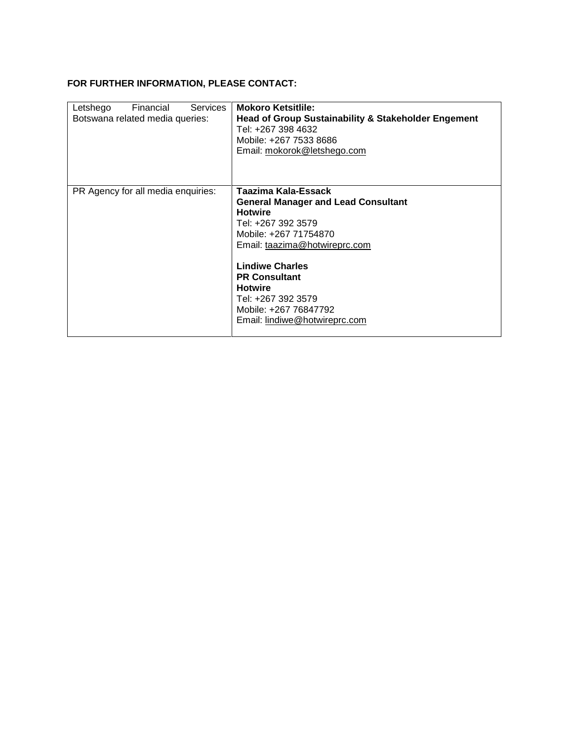**FOR FURTHER INFORMATION, PLEASE CONTACT:**

| | |
|---|---|
| Letshego Financial Services Botswana related media queries: | **Mokoro Ketsitlile:**<br>**Head of Group Sustainability & Stakeholder Engement**<br>Tel: +267 398 4632<br>Mobile: +267 7533 8686<br>Email: mokorok@letshego.com |
| PR Agency for all media enquiries: | **Taazima Kala-Essack**<br>**General Manager and Lead Consultant**<br>**Hotwire**<br>Tel: +267 392 3579<br>Mobile: +267 71754870<br>Email: taazima@hotwireprc.com<br><br>**Lindiwe Charles**<br>**PR Consultant**<br>**Hotwire**<br>Tel: +267 392 3579<br>Mobile: +267 76847792<br>Email: lindiwe@hotwireprc.com |